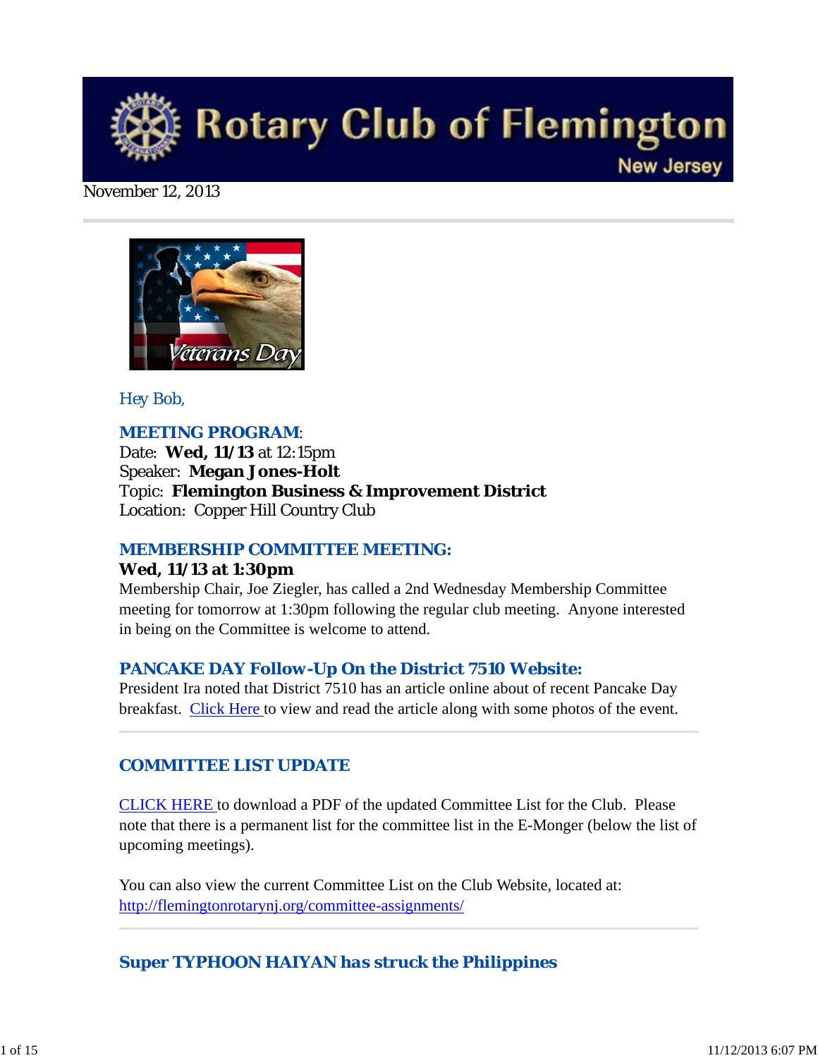# Rotary Club of Flemington

New Jersey

November 12, 2013

Hey Bob,

### MEETING PROGRAM:

Date: **Wed, 11/13** at 12:15pm
Speaker: **Megan Jones-Holt**
Topic: **Flemington Business & Improvement District**
Location: Copper Hill Country Club

### MEMBERSHIP COMMITTEE MEETING:

**Wed, 11/13 at 1:30pm**
Membership Chair, Joe Ziegler, has called a 2nd Wednesday Membership Committee meeting for tomorrow at 1:30pm following the regular club meeting. Anyone interested in being on the Committee is welcome to attend.

### PANCAKE DAY Follow-Up On the District 7510 Website:

President Ira noted that District 7510 has an article online about of recent Pancake Day breakfast. Click Here to view and read the article along with some photos of the event.

---

### COMMITTEE LIST UPDATE

CLICK HERE to download a PDF of the updated Committee List for the Club. Please note that there is a permanent list for the committee list in the E-Monger (below the list of upcoming meetings).

You can also view the current Committee List on the Club Website, located at:
http://flemingtonrotarynj.org/committee-assignments/

---

### Super TYPHOON HAIYAN has struck the Philippines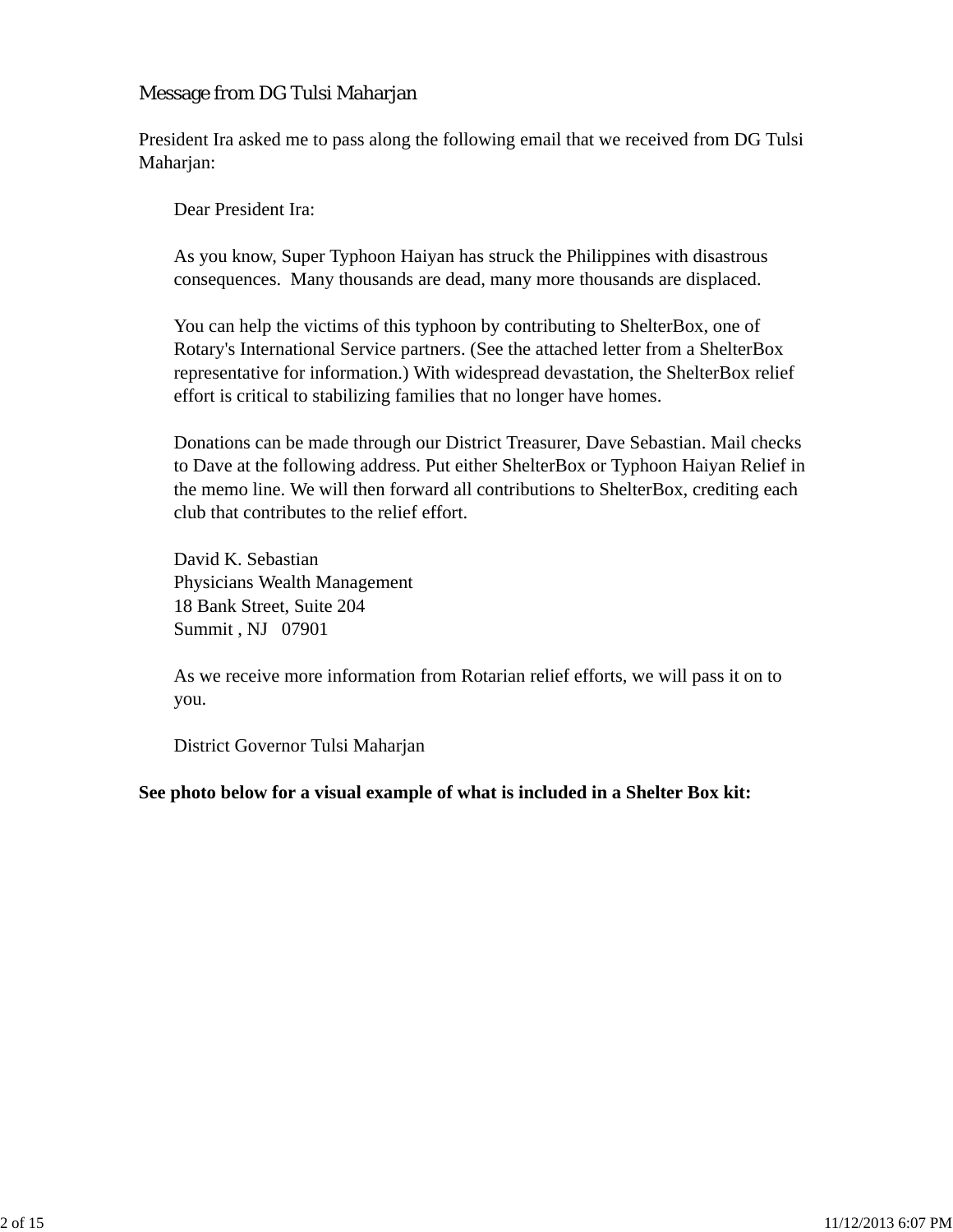## Message from DG Tulsi Maharjan

President Ira asked me to pass along the following email that we received from DG Tulsi Maharjan:

> Dear President Ira:
>
> As you know, Super Typhoon Haiyan has struck the Philippines with disastrous consequences. Many thousands are dead, many more thousands are displaced.
>
> You can help the victims of this typhoon by contributing to ShelterBox, one of Rotary's International Service partners. (See the attached letter from a ShelterBox representative for information.) With widespread devastation, the ShelterBox relief effort is critical to stabilizing families that no longer have homes.
>
> Donations can be made through our District Treasurer, Dave Sebastian. Mail checks to Dave at the following address. Put either ShelterBox or Typhoon Haiyan Relief in the memo line. We will then forward all contributions to ShelterBox, crediting each club that contributes to the relief effort.
>
> David K. Sebastian
> Physicians Wealth Management
> 18 Bank Street, Suite 204
> Summit , NJ 07901
>
> As we receive more information from Rotarian relief efforts, we will pass it on to you.
>
> District Governor Tulsi Maharjan

**See photo below for a visual example of what is included in a Shelter Box kit:**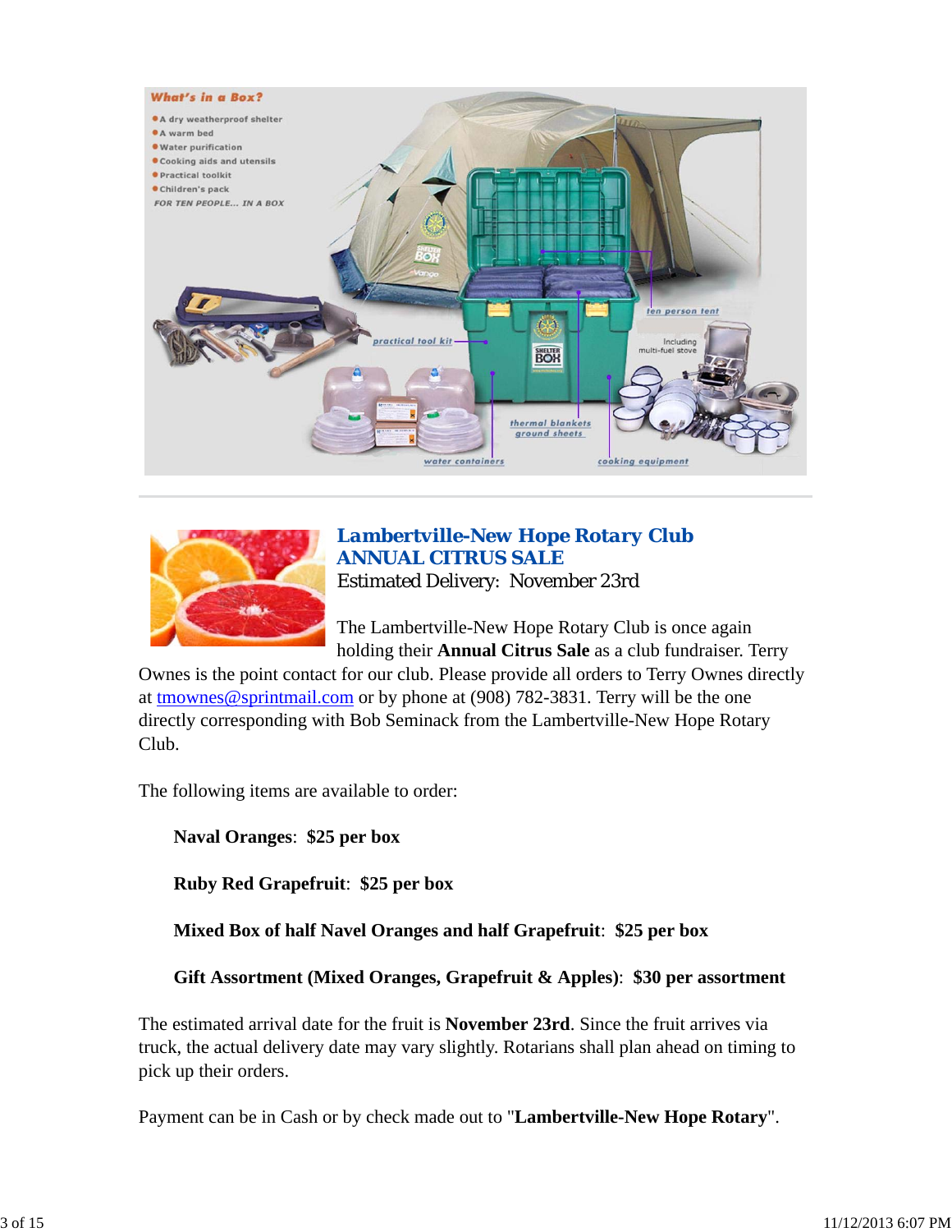## Lambertville-New Hope Rotary Club
## ANNUAL CITRUS SALE

Estimated Delivery: November 23rd

The Lambertville-New Hope Rotary Club is once again holding their **Annual Citrus Sale** as a club fundraiser. Terry Ownes is the point contact for our club. Please provide all orders to Terry Ownes directly at tmownes@sprintmail.com or by phone at (908) 782-3831. Terry will be the one directly corresponding with Bob Seminack from the Lambertville-New Hope Rotary Club.

The following items are available to order:

**Naval Oranges**: **$25 per box**

**Ruby Red Grapefruit**: **$25 per box**

**Mixed Box of half Navel Oranges and half Grapefruit**: **$25 per box**

**Gift Assortment (Mixed Oranges, Grapefruit & Apples)**: **$30 per assortment**

The estimated arrival date for the fruit is **November 23rd**. Since the fruit arrives via truck, the actual delivery date may vary slightly. Rotarians shall plan ahead on timing to pick up their orders.

Payment can be in Cash or by check made out to "**Lambertville-New Hope Rotary**".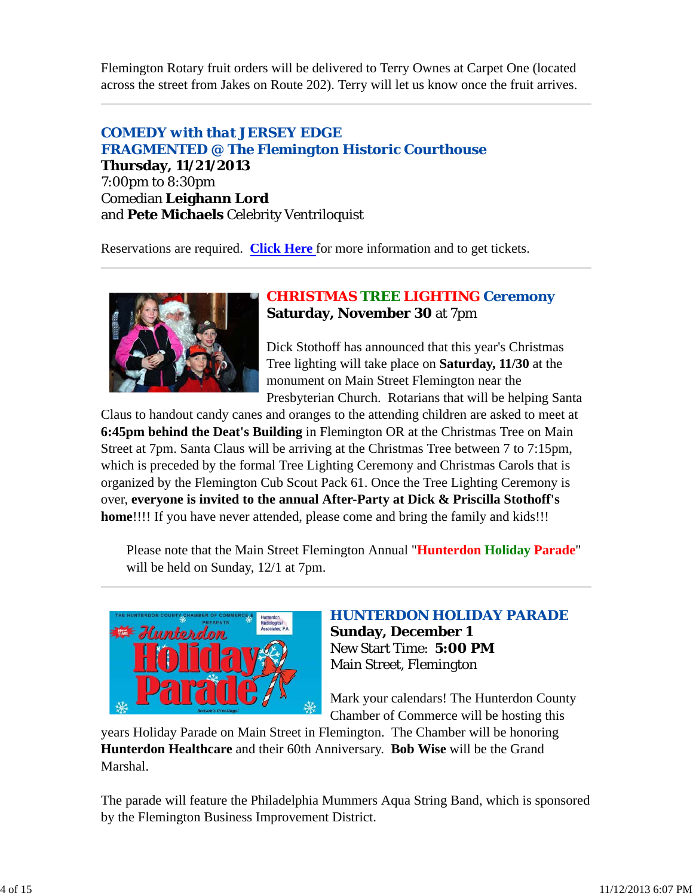Flemington Rotary fruit orders will be delivered to Terry Ownes at Carpet One (located across the street from Jakes on Route 202). Terry will let us know once the fruit arrives.

---

### COMEDY with that JERSEY EDGE
### FRAGMENTED @ The Flemington Historic Courthouse

**Thursday, 11/21/2013**
7:00pm to 8:30pm
Comedian **Leighann Lord**
and **Pete Michaels** Celebrity Ventriloquist

Reservations are required. **Click Here** for more information and to get tickets.

---

### CHRISTMAS TREE LIGHTING Ceremony

**Saturday, November 30** at 7pm

Dick Stothoff has announced that this year's Christmas Tree lighting will take place on **Saturday, 11/30** at the monument on Main Street Flemington near the Presbyterian Church. Rotarians that will be helping Santa Claus to handout candy canes and oranges to the attending children are asked to meet at **6:45pm behind the Deat's Building** in Flemington OR at the Christmas Tree on Main Street at 7pm. Santa Claus will be arriving at the Christmas Tree between 7 to 7:15pm, which is preceded by the formal Tree Lighting Ceremony and Christmas Carols that is organized by the Flemington Cub Scout Pack 61. Once the Tree Lighting Ceremony is over, **everyone is invited to the annual After-Party at Dick & Priscilla Stothoff's home**!!!! If you have never attended, please come and bring the family and kids!!!

> Please note that the Main Street Flemington Annual "**Hunterdon Holiday Parade**" will be held on Sunday, 12/1 at 7pm.

---

### HUNTERDON HOLIDAY PARADE

**Sunday, December 1**
New Start Time: **5:00 PM**
Main Street, Flemington

Mark your calendars! The Hunterdon County Chamber of Commerce will be hosting this years Holiday Parade on Main Street in Flemington. The Chamber will be honoring **Hunterdon Healthcare** and their 60th Anniversary. **Bob Wise** will be the Grand Marshal.

The parade will feature the Philadelphia Mummers Aqua String Band, which is sponsored by the Flemington Business Improvement District.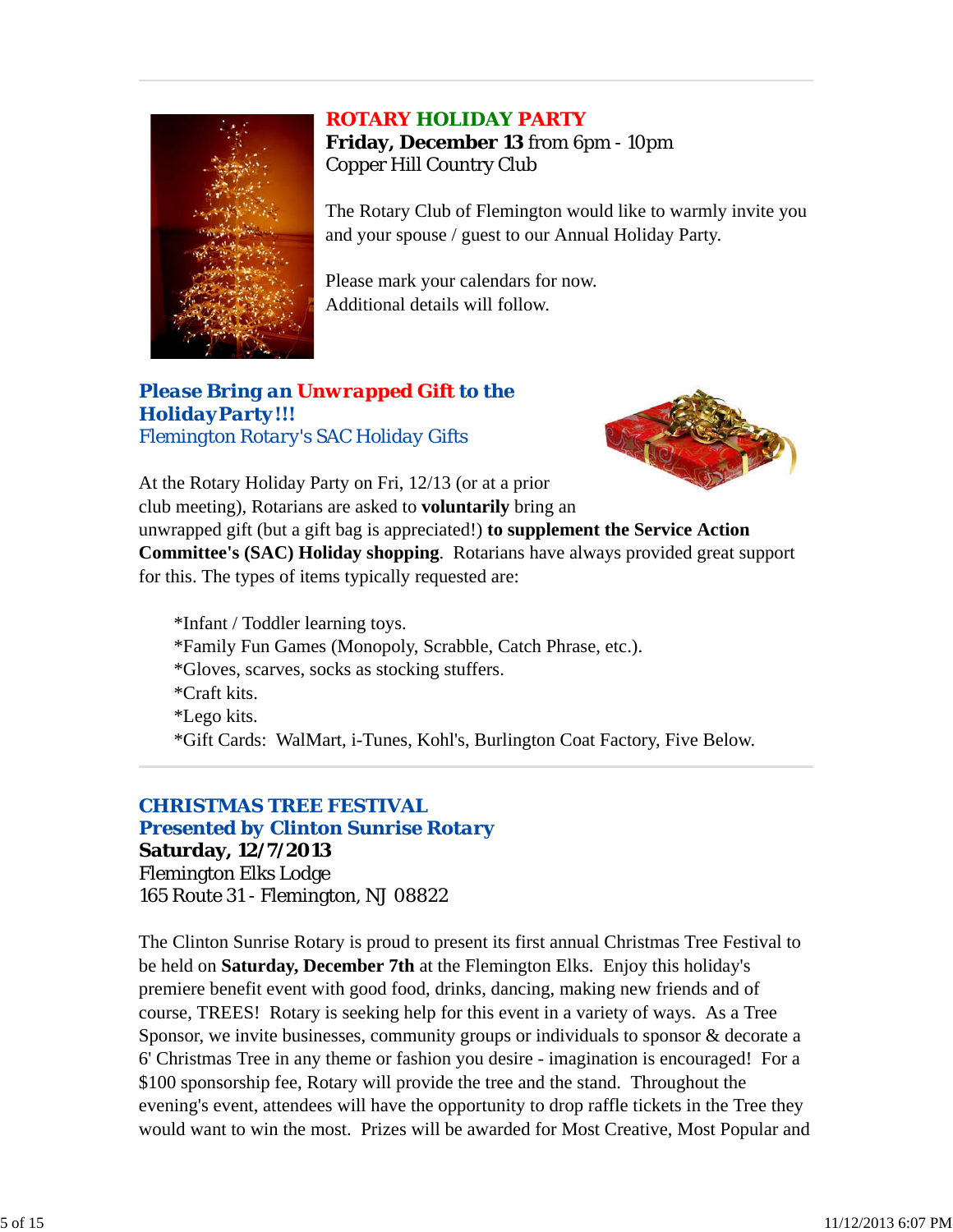## ROTARY HOLIDAY PARTY

**Friday, December 13** from 6pm - 10pm
Copper Hill Country Club

The Rotary Club of Flemington would like to warmly invite you and your spouse / guest to our Annual Holiday Party.

Please mark your calendars for now.
Additional details will follow.

### *Please Bring an Unwrapped Gift to the Holiday Party!!!*

Flemington Rotary's SAC Holiday Gifts

At the Rotary Holiday Party on Fri, 12/13 (or at a prior club meeting), Rotarians are asked to **voluntarily** bring an unwrapped gift (but a gift bag is appreciated!) **to supplement the Service Action Committee's (SAC) Holiday shopping**. Rotarians have always provided great support for this. The types of items typically requested are:

*Infant / Toddler learning toys.
*Family Fun Games (Monopoly, Scrabble, Catch Phrase, etc.).
*Gloves, scarves, socks as stocking stuffers.
*Craft kits.
*Lego kits.
*Gift Cards: WalMart, i-Tunes, Kohl's, Burlington Coat Factory, Five Below.

---

## CHRISTMAS TREE FESTIVAL
### Presented by Clinton Sunrise Rotary

**Saturday, 12/7/2013**
Flemington Elks Lodge
165 Route 31 - Flemington, NJ 08822

The Clinton Sunrise Rotary is proud to present its first annual Christmas Tree Festival to be held on **Saturday, December 7th** at the Flemington Elks. Enjoy this holiday's premiere benefit event with good food, drinks, dancing, making new friends and of course, TREES! Rotary is seeking help for this event in a variety of ways. As a Tree Sponsor, we invite businesses, community groups or individuals to sponsor & decorate a 6' Christmas Tree in any theme or fashion you desire - imagination is encouraged! For a $100 sponsorship fee, Rotary will provide the tree and the stand. Throughout the evening's event, attendees will have the opportunity to drop raffle tickets in the Tree they would want to win the most. Prizes will be awarded for Most Creative, Most Popular and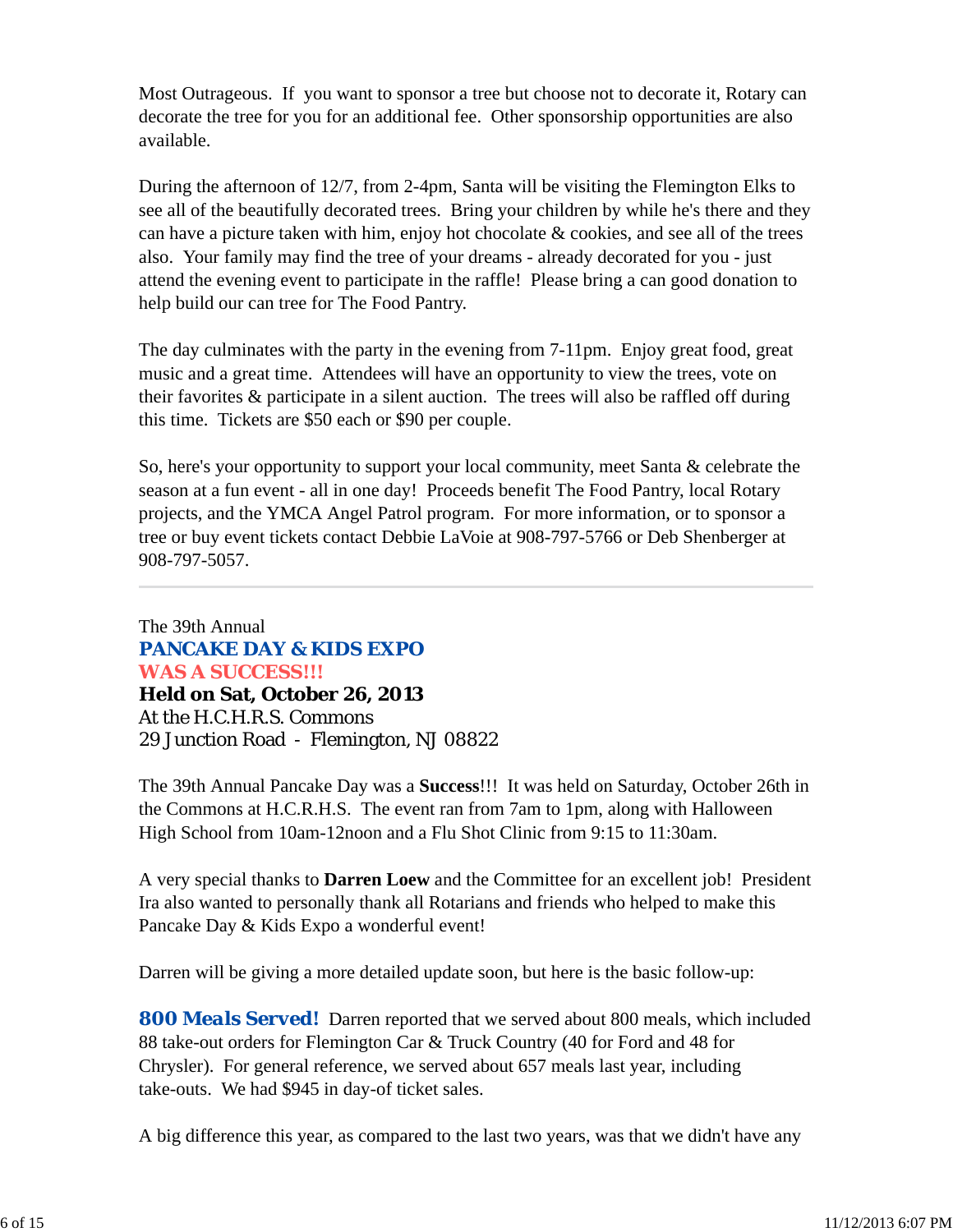Most Outrageous. If you want to sponsor a tree but choose not to decorate it, Rotary can decorate the tree for you for an additional fee. Other sponsorship opportunities are also available.

During the afternoon of 12/7, from 2-4pm, Santa will be visiting the Flemington Elks to see all of the beautifully decorated trees. Bring your children by while he's there and they can have a picture taken with him, enjoy hot chocolate & cookies, and see all of the trees also. Your family may find the tree of your dreams - already decorated for you - just attend the evening event to participate in the raffle! Please bring a can good donation to help build our can tree for The Food Pantry.

The day culminates with the party in the evening from 7-11pm. Enjoy great food, great music and a great time. Attendees will have an opportunity to view the trees, vote on their favorites & participate in a silent auction. The trees will also be raffled off during this time. Tickets are $50 each or $90 per couple.

So, here's your opportunity to support your local community, meet Santa & celebrate the season at a fun event - all in one day! Proceeds benefit The Food Pantry, local Rotary projects, and the YMCA Angel Patrol program. For more information, or to sponsor a tree or buy event tickets contact Debbie LaVoie at 908-797-5766 or Deb Shenberger at 908-797-5057.

---

The 39th Annual
**PANCAKE DAY & KIDS EXPO**
**WAS A SUCCESS!!!**
**Held on Sat, October 26, 2013**
At the H.C.H.R.S. Commons
29 Junction Road - Flemington, NJ 08822

The 39th Annual Pancake Day was a **Success**!!! It was held on Saturday, October 26th in the Commons at H.C.R.H.S. The event ran from 7am to 1pm, along with Halloween High School from 10am-12noon and a Flu Shot Clinic from 9:15 to 11:30am.

A very special thanks to **Darren Loew** and the Committee for an excellent job! President Ira also wanted to personally thank all Rotarians and friends who helped to make this Pancake Day & Kids Expo a wonderful event!

Darren will be giving a more detailed update soon, but here is the basic follow-up:

**800 Meals Served!** Darren reported that we served about 800 meals, which included 88 take-out orders for Flemington Car & Truck Country (40 for Ford and 48 for Chrysler). For general reference, we served about 657 meals last year, including take-outs. We had $945 in day-of ticket sales.

A big difference this year, as compared to the last two years, was that we didn't have any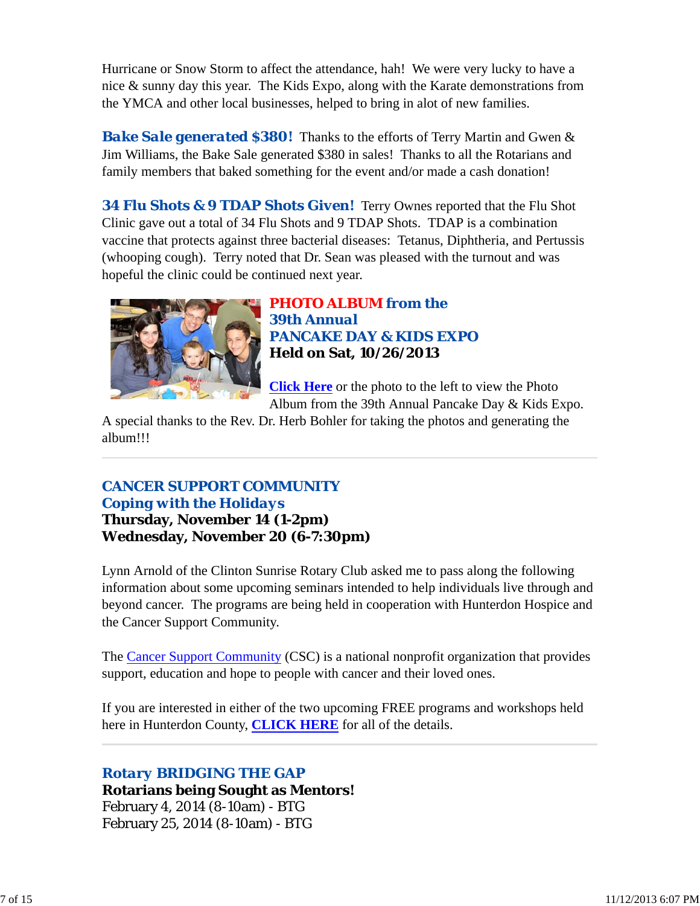Hurricane or Snow Storm to affect the attendance, hah! We were very lucky to have a nice & sunny day this year. The Kids Expo, along with the Karate demonstrations from the YMCA and other local businesses, helped to bring in alot of new families.

**Bake Sale generated $380!** Thanks to the efforts of Terry Martin and Gwen & Jim Williams, the Bake Sale generated $380 in sales! Thanks to all the Rotarians and family members that baked something for the event and/or made a cash donation!

**34 Flu Shots & 9 TDAP Shots Given!** Terry Ownes reported that the Flu Shot Clinic gave out a total of 34 Flu Shots and 9 TDAP Shots. TDAP is a combination vaccine that protects against three bacterial diseases: Tetanus, Diphtheria, and Pertussis (whooping cough). Terry noted that Dr. Sean was pleased with the turnout and was hopeful the clinic could be continued next year.

**PHOTO ALBUM from the 39th Annual PANCAKE DAY & KIDS EXPO**
**Held on Sat, 10/26/2013**

Click Here or the photo to the left to view the Photo Album from the 39th Annual Pancake Day & Kids Expo. A special thanks to the Rev. Dr. Herb Bohler for taking the photos and generating the album!!!

---

## CANCER SUPPORT COMMUNITY
## Coping with the Holidays

**Thursday, November 14 (1-2pm)**
**Wednesday, November 20 (6-7:30pm)**

Lynn Arnold of the Clinton Sunrise Rotary Club asked me to pass along the following information about some upcoming seminars intended to help individuals live through and beyond cancer. The programs are being held in cooperation with Hunterdon Hospice and the Cancer Support Community.

The Cancer Support Community (CSC) is a national nonprofit organization that provides support, education and hope to people with cancer and their loved ones.

If you are interested in either of the two upcoming FREE programs and workshops held here in Hunterdon County, **CLICK HERE** for all of the details.

---

## Rotary BRIDGING THE GAP

**Rotarians being Sought as Mentors!**

February 4, 2014 (8-10am) - BTG
February 25, 2014 (8-10am) - BTG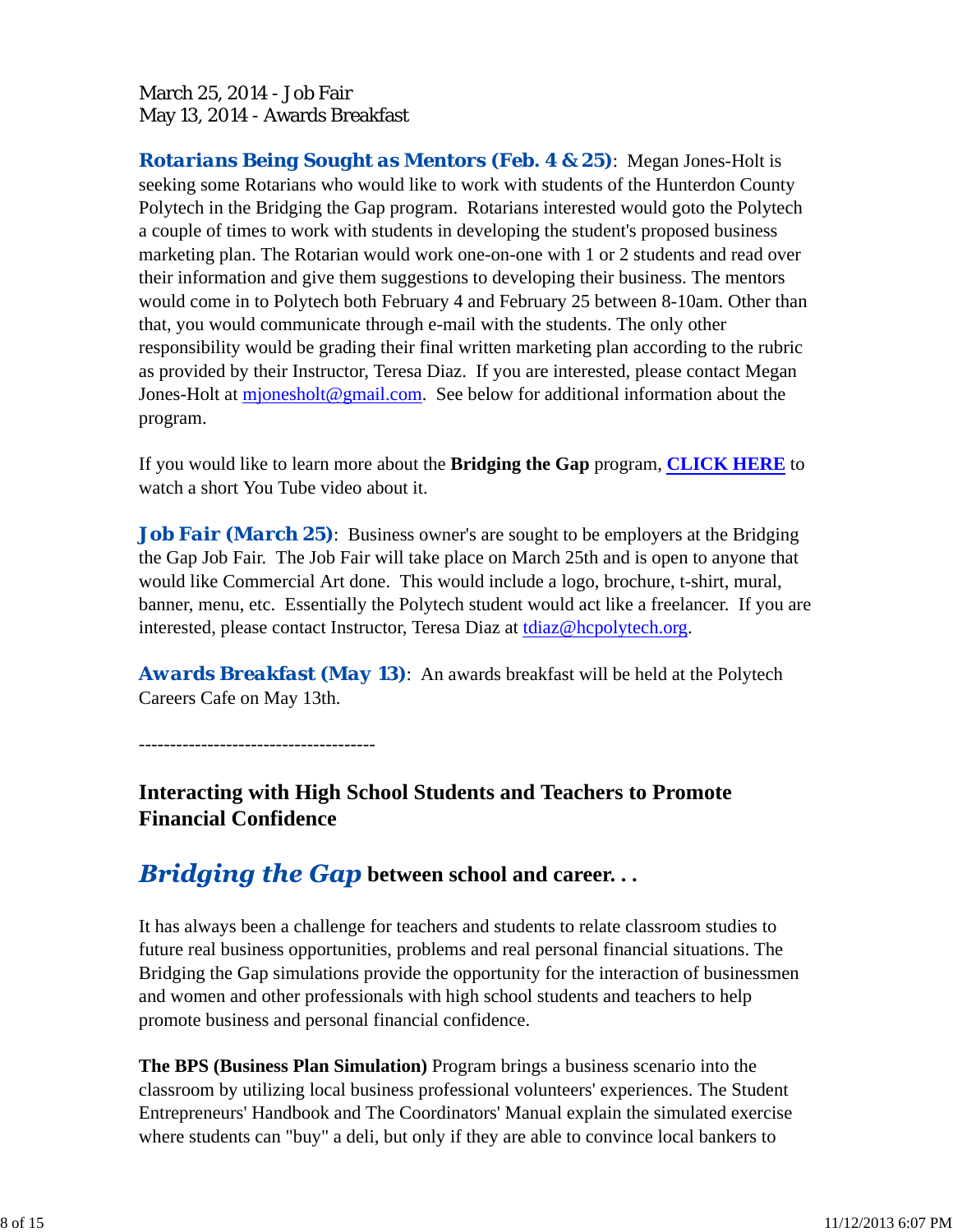March 25, 2014 - Job Fair
May 13, 2014 - Awards Breakfast

**Rotarians Being Sought as Mentors (Feb. 4 & 25)**: Megan Jones-Holt is seeking some Rotarians who would like to work with students of the Hunterdon County Polytech in the Bridging the Gap program. Rotarians interested would goto the Polytech a couple of times to work with students in developing the student's proposed business marketing plan. The Rotarian would work one-on-one with 1 or 2 students and read over their information and give them suggestions to developing their business. The mentors would come in to Polytech both February 4 and February 25 between 8-10am. Other than that, you would communicate through e-mail with the students. The only other responsibility would be grading their final written marketing plan according to the rubric as provided by their Instructor, Teresa Diaz. If you are interested, please contact Megan Jones-Holt at mjonesholt@gmail.com. See below for additional information about the program.

If you would like to learn more about the **Bridging the Gap** program, **CLICK HERE** to watch a short You Tube video about it.

**Job Fair (March 25)**: Business owner's are sought to be employers at the Bridging the Gap Job Fair. The Job Fair will take place on March 25th and is open to anyone that would like Commercial Art done. This would include a logo, brochure, t-shirt, mural, banner, menu, etc. Essentially the Polytech student would act like a freelancer. If you are interested, please contact Instructor, Teresa Diaz at tdiaz@hcpolytech.org.

**Awards Breakfast (May 13)**: An awards breakfast will be held at the Polytech Careers Cafe on May 13th.

-------------------------------------

## Interacting with High School Students and Teachers to Promote Financial Confidence

## *Bridging the Gap* between school and career. . .

It has always been a challenge for teachers and students to relate classroom studies to future real business opportunities, problems and real personal financial situations. The Bridging the Gap simulations provide the opportunity for the interaction of businessmen and women and other professionals with high school students and teachers to help promote business and personal financial confidence.

**The BPS (Business Plan Simulation)** Program brings a business scenario into the classroom by utilizing local business professional volunteers' experiences. The Student Entrepreneurs' Handbook and The Coordinators' Manual explain the simulated exercise where students can "buy" a deli, but only if they are able to convince local bankers to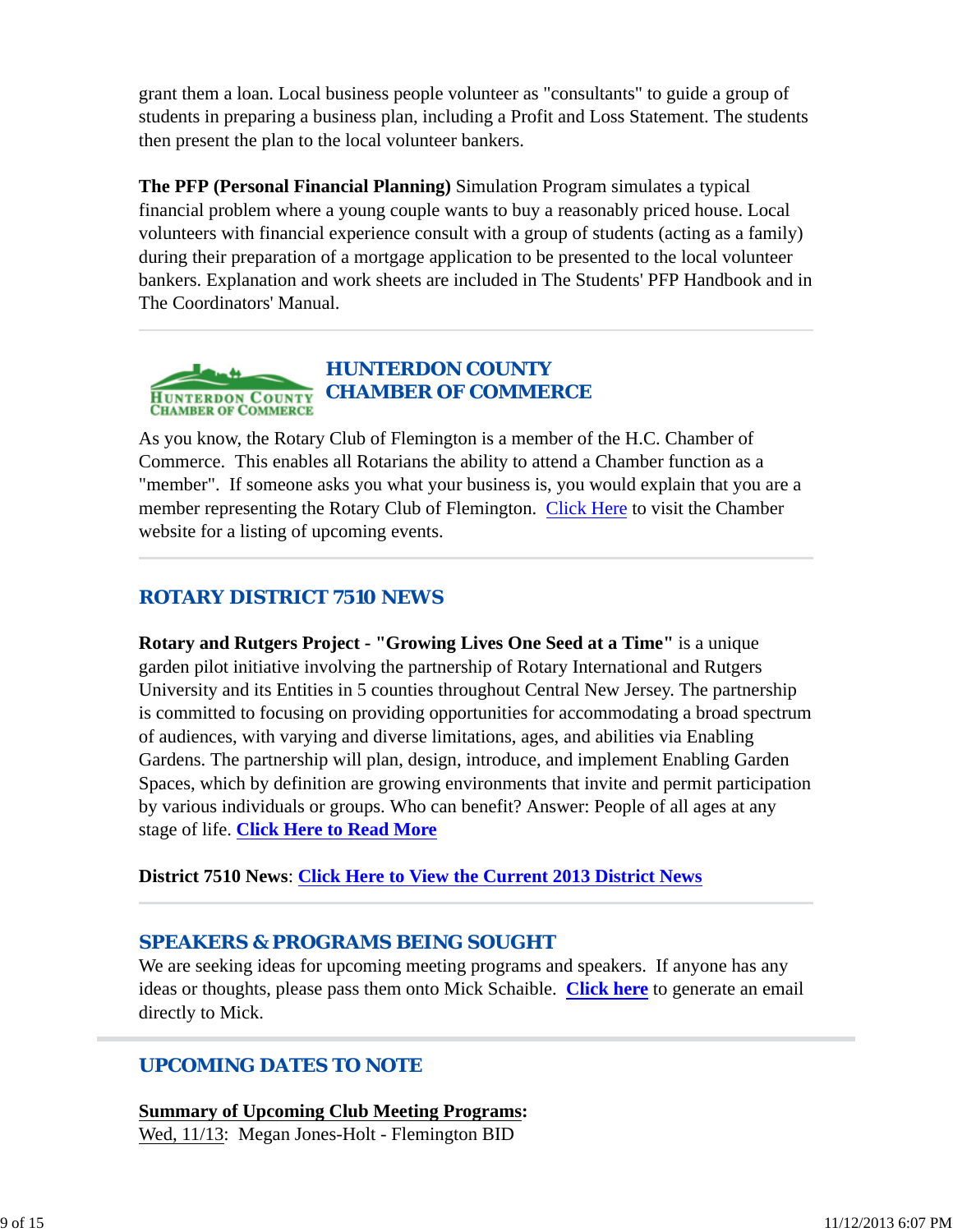grant them a loan. Local business people volunteer as "consultants" to guide a group of students in preparing a business plan, including a Profit and Loss Statement. The students then present the plan to the local volunteer bankers.

**The PFP (Personal Financial Planning)** Simulation Program simulates a typical financial problem where a young couple wants to buy a reasonably priced house. Local volunteers with financial experience consult with a group of students (acting as a family) during their preparation of a mortgage application to be presented to the local volunteer bankers. Explanation and work sheets are included in The Students' PFP Handbook and in The Coordinators' Manual.

---

## HUNTERDON COUNTY CHAMBER OF COMMERCE

As you know, the Rotary Club of Flemington is a member of the H.C. Chamber of Commerce. This enables all Rotarians the ability to attend a Chamber function as a "member". If someone asks you what your business is, you would explain that you are a member representing the Rotary Club of Flemington. Click Here to visit the Chamber website for a listing of upcoming events.

---

## ROTARY DISTRICT 7510 NEWS

**Rotary and Rutgers Project - "Growing Lives One Seed at a Time"** is a unique garden pilot initiative involving the partnership of Rotary International and Rutgers University and its Entities in 5 counties throughout Central New Jersey. The partnership is committed to focusing on providing opportunities for accommodating a broad spectrum of audiences, with varying and diverse limitations, ages, and abilities via Enabling Gardens. The partnership will plan, design, introduce, and implement Enabling Garden Spaces, which by definition are growing environments that invite and permit participation by various individuals or groups. Who can benefit? Answer: People of all ages at any stage of life. **Click Here to Read More**

**District 7510 News**: **Click Here to View the Current 2013 District News**

---

## SPEAKERS & PROGRAMS BEING SOUGHT

We are seeking ideas for upcoming meeting programs and speakers. If anyone has any ideas or thoughts, please pass them onto Mick Schaible. **Click here** to generate an email directly to Mick.

---

## UPCOMING DATES TO NOTE

**Summary of Upcoming Club Meeting Programs:**

Wed, 11/13: Megan Jones-Holt - Flemington BID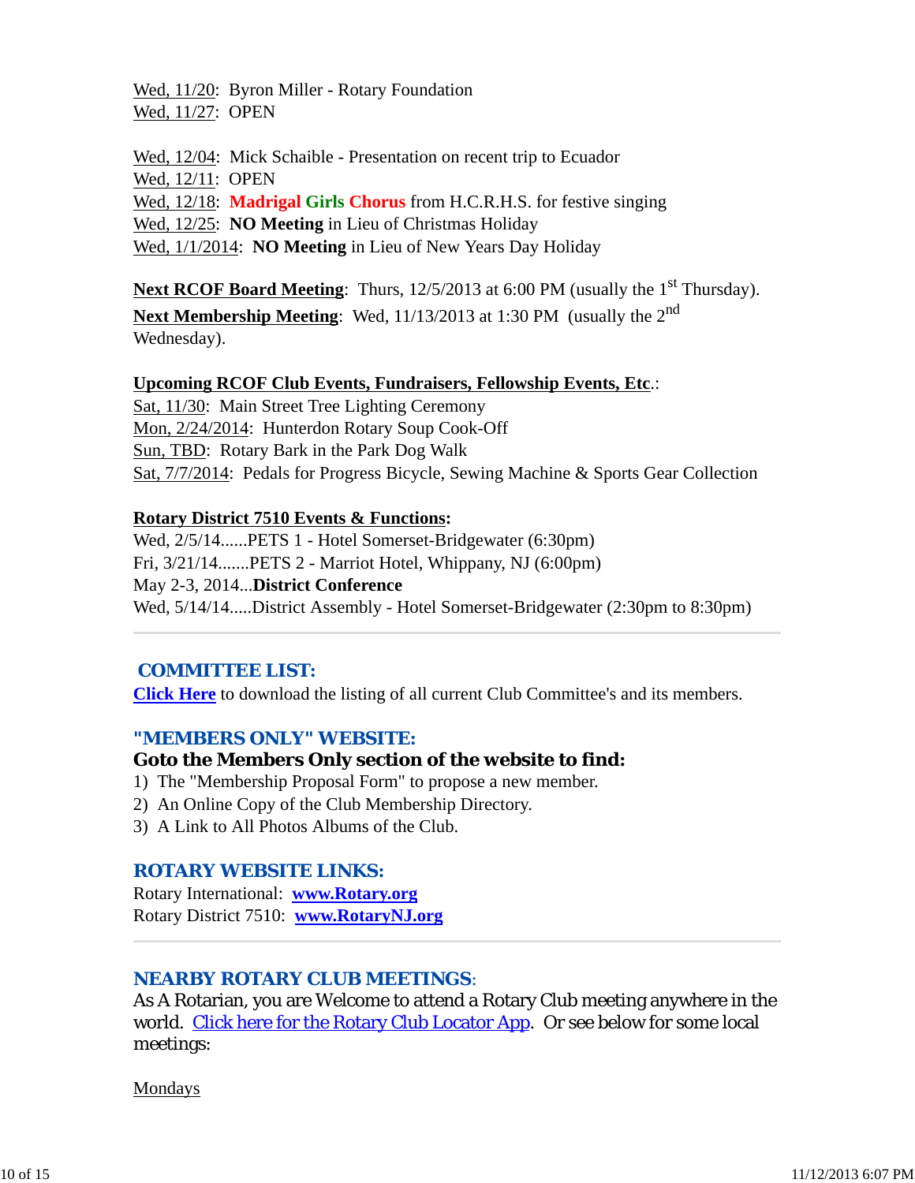Wed, 11/20: Byron Miller - Rotary Foundation
Wed, 11/27: OPEN

Wed, 12/04: Mick Schaible - Presentation on recent trip to Ecuador
Wed, 12/11: OPEN
Wed, 12/18: **Madrigal Girls Chorus** from H.C.R.H.S. for festive singing
Wed, 12/25: **NO Meeting** in Lieu of Christmas Holiday
Wed, 1/1/2014: **NO Meeting** in Lieu of New Years Day Holiday

**Next RCOF Board Meeting**: Thurs, 12/5/2013 at 6:00 PM (usually the 1st Thursday).
**Next Membership Meeting**: Wed, 11/13/2013 at 1:30 PM (usually the 2nd Wednesday).

**Upcoming RCOF Club Events, Fundraisers, Fellowship Events, Etc.**:
Sat, 11/30: Main Street Tree Lighting Ceremony
Mon, 2/24/2014: Hunterdon Rotary Soup Cook-Off
Sun, TBD: Rotary Bark in the Park Dog Walk
Sat, 7/7/2014: Pedals for Progress Bicycle, Sewing Machine & Sports Gear Collection

**Rotary District 7510 Events & Functions:**
Wed, 2/5/14......PETS 1 - Hotel Somerset-Bridgewater (6:30pm)
Fri, 3/21/14.......PETS 2 - Marriot Hotel, Whippany, NJ (6:00pm)
May 2-3, 2014...**District Conference**
Wed, 5/14/14.....District Assembly - Hotel Somerset-Bridgewater (2:30pm to 8:30pm)

---

## COMMITTEE LIST:

**Click Here** to download the listing of all current Club Committee's and its members.

## "MEMBERS ONLY" WEBSITE:

**Goto the Members Only section of the website to find:**
1) The "Membership Proposal Form" to propose a new member.
2) An Online Copy of the Club Membership Directory.
3) A Link to All Photos Albums of the Club.

## ROTARY WEBSITE LINKS:

Rotary International: **www.Rotary.org**
Rotary District 7510: **www.RotaryNJ.org**

---

## NEARBY ROTARY CLUB MEETINGS:

As A Rotarian, you are Welcome to attend a Rotary Club meeting anywhere in the world. Click here for the Rotary Club Locator App. Or see below for some local meetings:

Mondays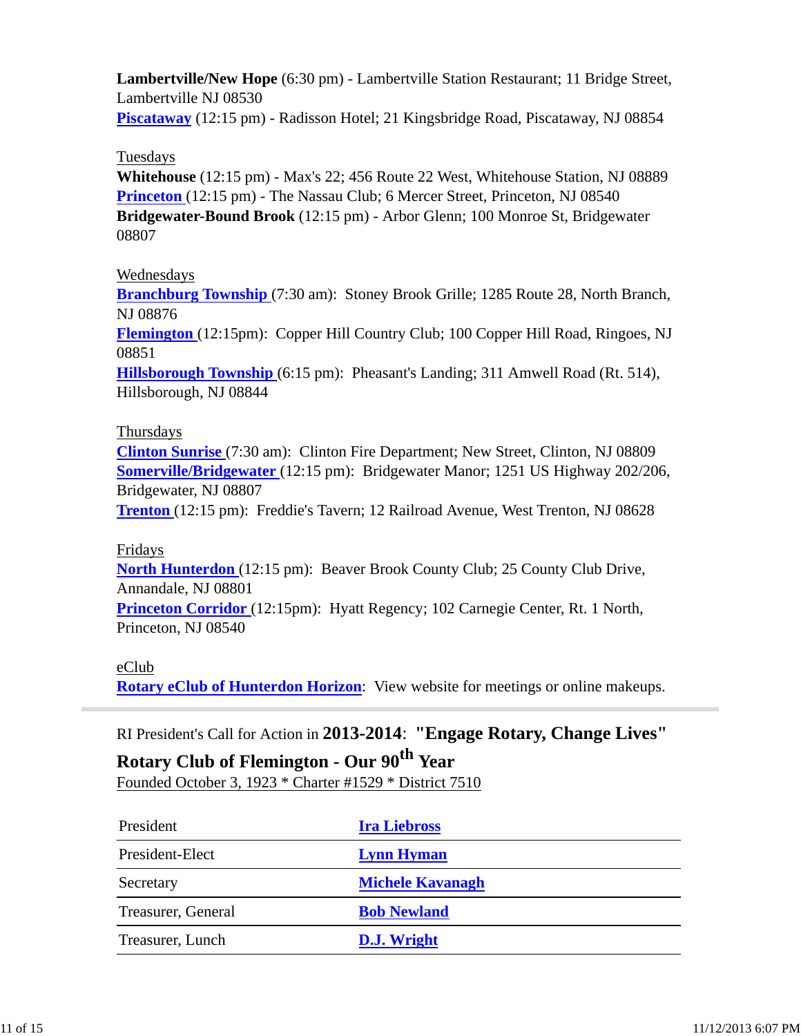**Lambertville/New Hope** (6:30 pm) - Lambertville Station Restaurant; 11 Bridge Street, Lambertville NJ 08530
**Piscataway** (12:15 pm) - Radisson Hotel; 21 Kingsbridge Road, Piscataway, NJ 08854

Tuesdays
**Whitehouse** (12:15 pm) - Max's 22; 456 Route 22 West, Whitehouse Station, NJ 08889
**Princeton** (12:15 pm) - The Nassau Club; 6 Mercer Street, Princeton, NJ 08540
**Bridgewater-Bound Brook** (12:15 pm) - Arbor Glenn; 100 Monroe St, Bridgewater 08807

Wednesdays
**Branchburg Township** (7:30 am): Stoney Brook Grille; 1285 Route 28, North Branch, NJ 08876
**Flemington** (12:15pm): Copper Hill Country Club; 100 Copper Hill Road, Ringoes, NJ 08851
**Hillsborough Township** (6:15 pm): Pheasant's Landing; 311 Amwell Road (Rt. 514), Hillsborough, NJ 08844

Thursdays
**Clinton Sunrise** (7:30 am): Clinton Fire Department; New Street, Clinton, NJ 08809
**Somerville/Bridgewater** (12:15 pm): Bridgewater Manor; 1251 US Highway 202/206, Bridgewater, NJ 08807
**Trenton** (12:15 pm): Freddie's Tavern; 12 Railroad Avenue, West Trenton, NJ 08628

Fridays
**North Hunterdon** (12:15 pm): Beaver Brook County Club; 25 County Club Drive, Annandale, NJ 08801
**Princeton Corridor** (12:15pm): Hyatt Regency; 102 Carnegie Center, Rt. 1 North, Princeton, NJ 08540

eClub
**Rotary eClub of Hunterdon Horizon**: View website for meetings or online makeups.

---

RI President's Call for Action in **2013-2014**: **"Engage Rotary, Change Lives"**

**Rotary Club of Flemington - Our 90th Year**
Founded October 3, 1923 * Charter #1529 * District 7510

| | |
|---|---|
| President | **Ira Liebross** |
| President-Elect | **Lynn Hyman** |
| Secretary | **Michele Kavanagh** |
| Treasurer, General | **Bob Newland** |
| Treasurer, Lunch | **D.J. Wright** |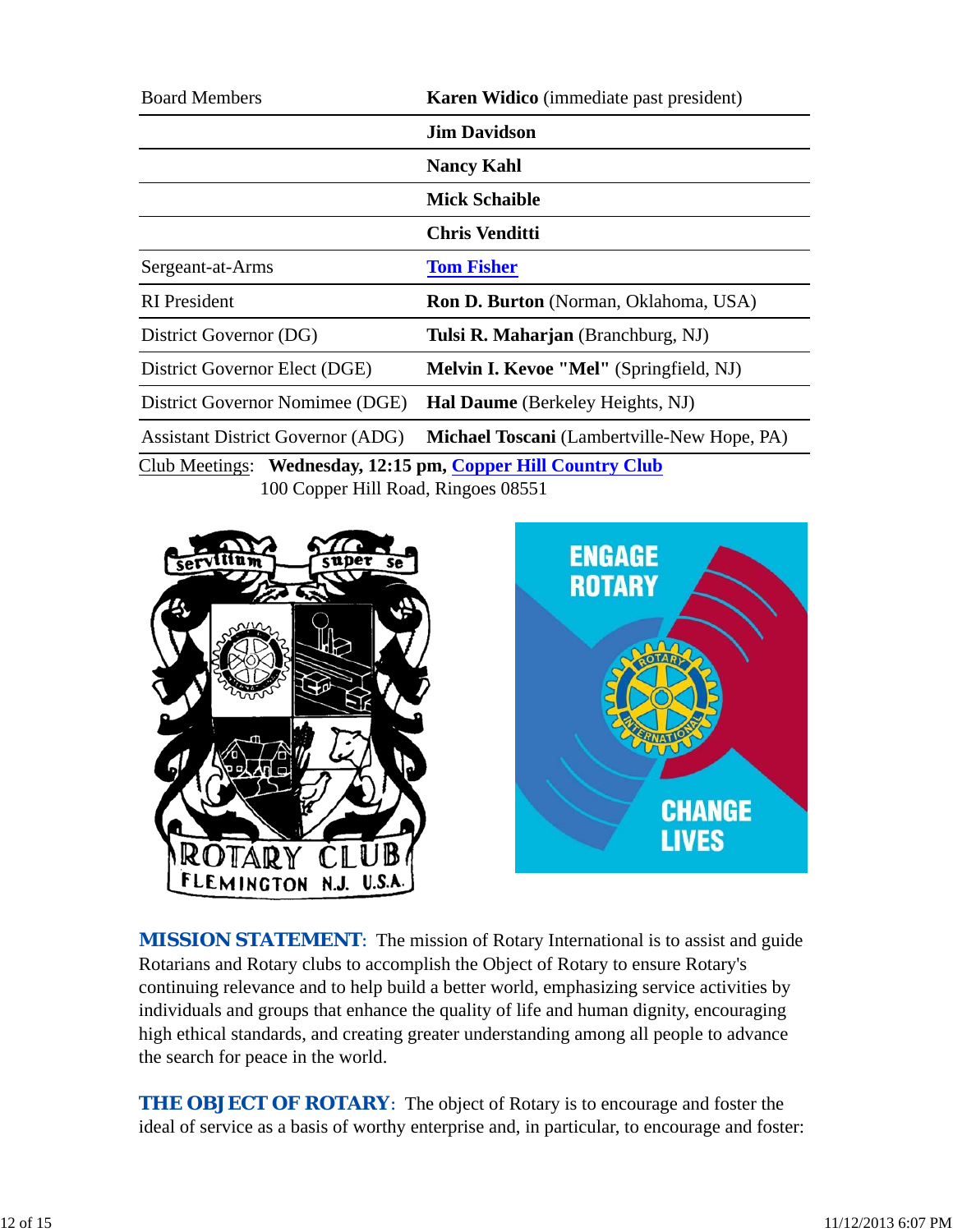| | |
|---|---|
| Board Members | **Karen Widico** (immediate past president) |
| | **Jim Davidson** |
| | **Nancy Kahl** |
| | **Mick Schaible** |
| | **Chris Venditti** |
| Sergeant-at-Arms | **Tom Fisher** |
| RI President | **Ron D. Burton** (Norman, Oklahoma, USA) |
| District Governor (DG) | **Tulsi R. Maharjan** (Branchburg, NJ) |
| District Governor Elect (DGE) | **Melvin I. Kevoe "Mel"** (Springfield, NJ) |
| District Governor Nomimee (DGE) | **Hal Daume** (Berkeley Heights, NJ) |
| Assistant District Governor (ADG) | **Michael Toscani** (Lambertville-New Hope, PA) |

Club Meetings: **Wednesday, 12:15 pm, Copper Hill Country Club**
100 Copper Hill Road, Ringoes 08551

**MISSION STATEMENT**: The mission of Rotary International is to assist and guide Rotarians and Rotary clubs to accomplish the Object of Rotary to ensure Rotary's continuing relevance and to help build a better world, emphasizing service activities by individuals and groups that enhance the quality of life and human dignity, encouraging high ethical standards, and creating greater understanding among all people to advance the search for peace in the world.

**THE OBJECT OF ROTARY**: The object of Rotary is to encourage and foster the ideal of service as a basis of worthy enterprise and, in particular, to encourage and foster: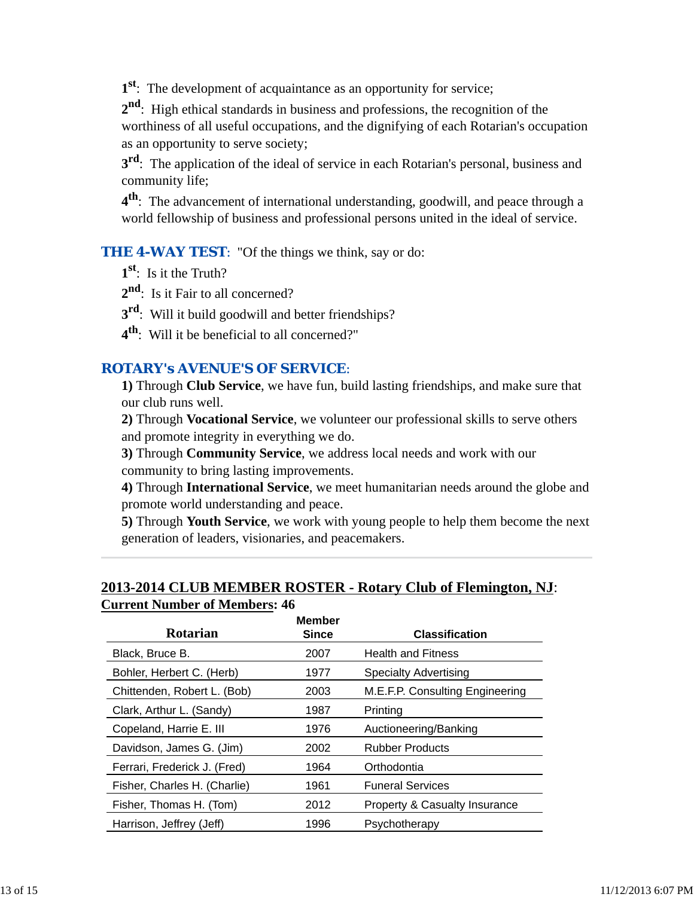1st: The development of acquaintance as an opportunity for service;

2nd: High ethical standards in business and professions, the recognition of the worthiness of all useful occupations, and the dignifying of each Rotarian's occupation as an opportunity to serve society;

3rd: The application of the ideal of service in each Rotarian's personal, business and community life;

4th: The advancement of international understanding, goodwill, and peace through a world fellowship of business and professional persons united in the ideal of service.

**THE 4-WAY TEST**: "Of the things we think, say or do:

1st: Is it the Truth?

2nd: Is it Fair to all concerned?

3rd: Will it build goodwill and better friendships?

4th: Will it be beneficial to all concerned?"

**ROTARY's AVENUE'S OF SERVICE**:

**1)** Through **Club Service**, we have fun, build lasting friendships, and make sure that our club runs well.

**2)** Through **Vocational Service**, we volunteer our professional skills to serve others and promote integrity in everything we do.

**3)** Through **Community Service**, we address local needs and work with our community to bring lasting improvements.

**4)** Through **International Service**, we meet humanitarian needs around the globe and promote world understanding and peace.

**5)** Through **Youth Service**, we work with young people to help them become the next generation of leaders, visionaries, and peacemakers.

---

**2013-2014 CLUB MEMBER ROSTER - Rotary Club of Flemington, NJ**:
**Current Number of Members: 46**

| Rotarian | Member Since | Classification |
|---|---|---|
| Black, Bruce B. | 2007 | Health and Fitness |
| Bohler, Herbert C. (Herb) | 1977 | Specialty Advertising |
| Chittenden, Robert L. (Bob) | 2003 | M.E.F.P. Consulting Engineering |
| Clark, Arthur L. (Sandy) | 1987 | Printing |
| Copeland, Harrie E. III | 1976 | Auctioneering/Banking |
| Davidson, James G. (Jim) | 2002 | Rubber Products |
| Ferrari, Frederick J. (Fred) | 1964 | Orthodontia |
| Fisher, Charles H. (Charlie) | 1961 | Funeral Services |
| Fisher, Thomas H. (Tom) | 2012 | Property & Casualty Insurance |
| Harrison, Jeffrey (Jeff) | 1996 | Psychotherapy |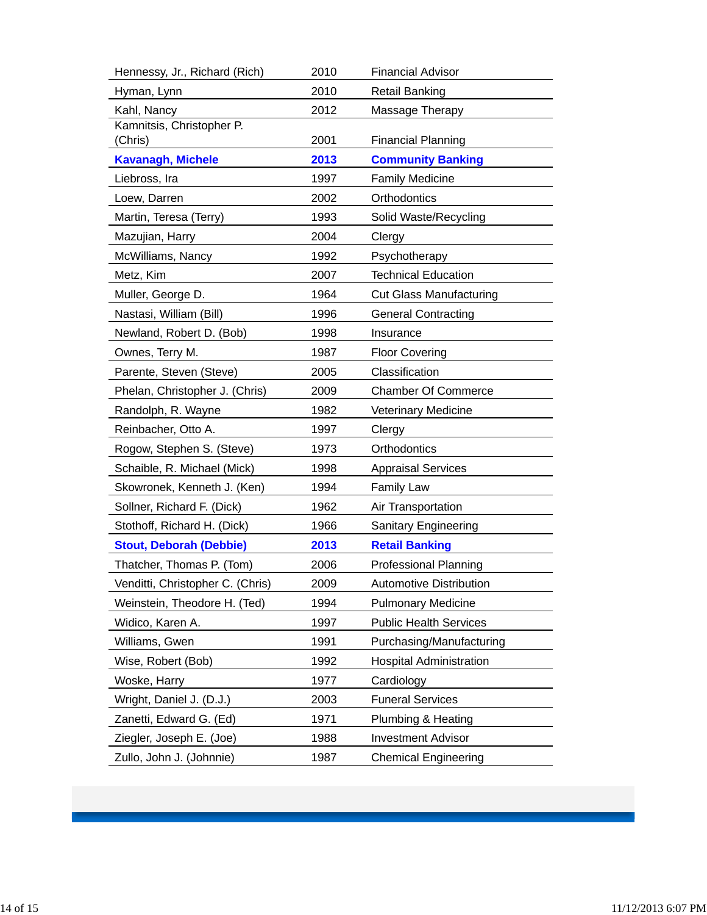| | | |
|---|---|---|
| Hennessy, Jr., Richard (Rich) | 2010 | Financial Advisor |
| Hyman, Lynn | 2010 | Retail Banking |
| Kahl, Nancy | 2012 | Massage Therapy |
| Kamnitsis, Christopher P. (Chris) | 2001 | Financial Planning |
| **Kavanagh, Michele** | **2013** | **Community Banking** |
| Liebross, Ira | 1997 | Family Medicine |
| Loew, Darren | 2002 | Orthodontics |
| Martin, Teresa (Terry) | 1993 | Solid Waste/Recycling |
| Mazujian, Harry | 2004 | Clergy |
| McWilliams, Nancy | 1992 | Psychotherapy |
| Metz, Kim | 2007 | Technical Education |
| Muller, George D. | 1964 | Cut Glass Manufacturing |
| Nastasi, William (Bill) | 1996 | General Contracting |
| Newland, Robert D. (Bob) | 1998 | Insurance |
| Ownes, Terry M. | 1987 | Floor Covering |
| Parente, Steven (Steve) | 2005 | Classification |
| Phelan, Christopher J. (Chris) | 2009 | Chamber Of Commerce |
| Randolph, R. Wayne | 1982 | Veterinary Medicine |
| Reinbacher, Otto A. | 1997 | Clergy |
| Rogow, Stephen S. (Steve) | 1973 | Orthodontics |
| Schaible, R. Michael (Mick) | 1998 | Appraisal Services |
| Skowronek, Kenneth J. (Ken) | 1994 | Family Law |
| Sollner, Richard F. (Dick) | 1962 | Air Transportation |
| Stothoff, Richard H. (Dick) | 1966 | Sanitary Engineering |
| **Stout, Deborah (Debbie)** | **2013** | **Retail Banking** |
| Thatcher, Thomas P. (Tom) | 2006 | Professional Planning |
| Venditti, Christopher C. (Chris) | 2009 | Automotive Distribution |
| Weinstein, Theodore H. (Ted) | 1994 | Pulmonary Medicine |
| Widico, Karen A. | 1997 | Public Health Services |
| Williams, Gwen | 1991 | Purchasing/Manufacturing |
| Wise, Robert (Bob) | 1992 | Hospital Administration |
| Woske, Harry | 1977 | Cardiology |
| Wright, Daniel J. (D.J.) | 2003 | Funeral Services |
| Zanetti, Edward G. (Ed) | 1971 | Plumbing & Heating |
| Ziegler, Joseph E. (Joe) | 1988 | Investment Advisor |
| Zullo, John J. (Johnnie) | 1987 | Chemical Engineering |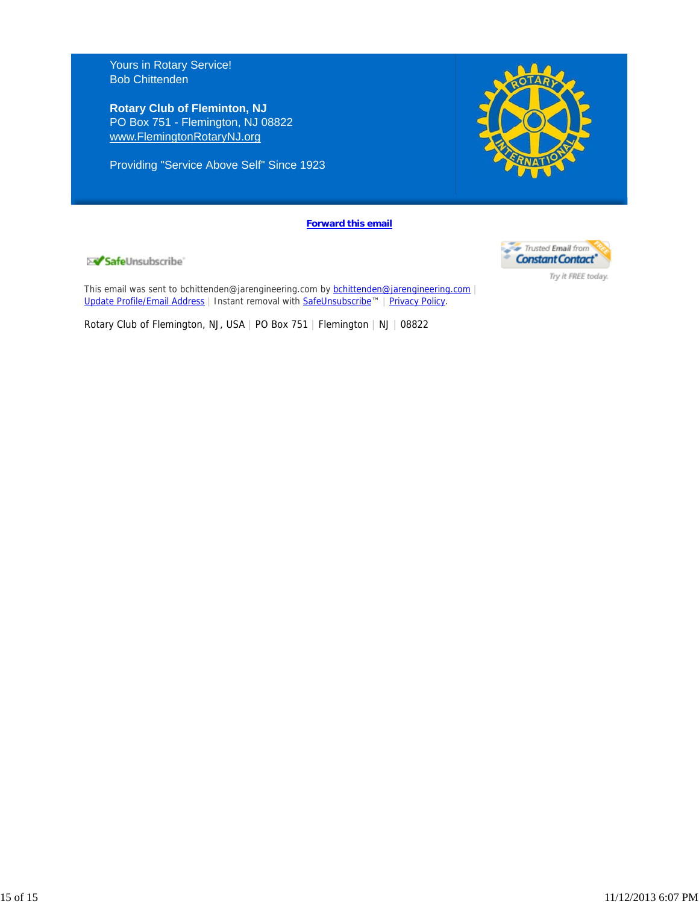Yours in Rotary Service!
Bob Chittenden

**Rotary Club of Fleminton, NJ**
PO Box 751 - Flemington, NJ 08822
[www.FlemingtonRotaryNJ.org](http://www.FlemingtonRotaryNJ.org)

Providing "Service Above Self" Since 1923

**Forward this email**

SafeUnsubscribe

Trusted Email from Constant Contact
Try it FREE today.

This email was sent to bchittenden@jarengineering.com by bchittenden@jarengineering.com | Update Profile/Email Address | Instant removal with SafeUnsubscribe™ | Privacy Policy.

Rotary Club of Flemington, NJ, USA | PO Box 751 | Flemington | NJ | 08822